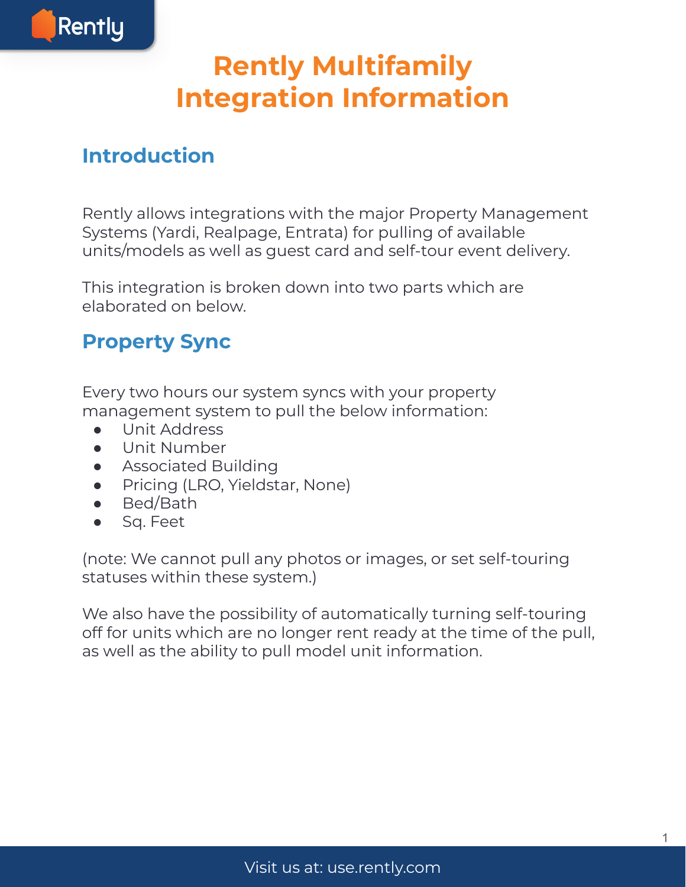# Rently Multifamily Integration Information

## Introduction

Rently allows integrations with the major Property Management Systems (Yardi, Realpage, Entrata) for pulling of available units/models as well as guest card and self-tour event delivery.

This integration is broken down into two parts which are elaborated on below.

## Property Sync

Every two hours our system syncs with your property management system to pull the below information:

- Unit Address
- Unit Number
- Associated Building
- Pricing (LRO, Yieldstar, None)
- Bed/Bath
- Sq. Feet

(note: We cannot pull any photos or images, or set self-touring statuses within these system.)

We also have the possibility of automatically turning self-touring off for units which are no longer rent ready at the time of the pull, as well as the ability to pull model unit information.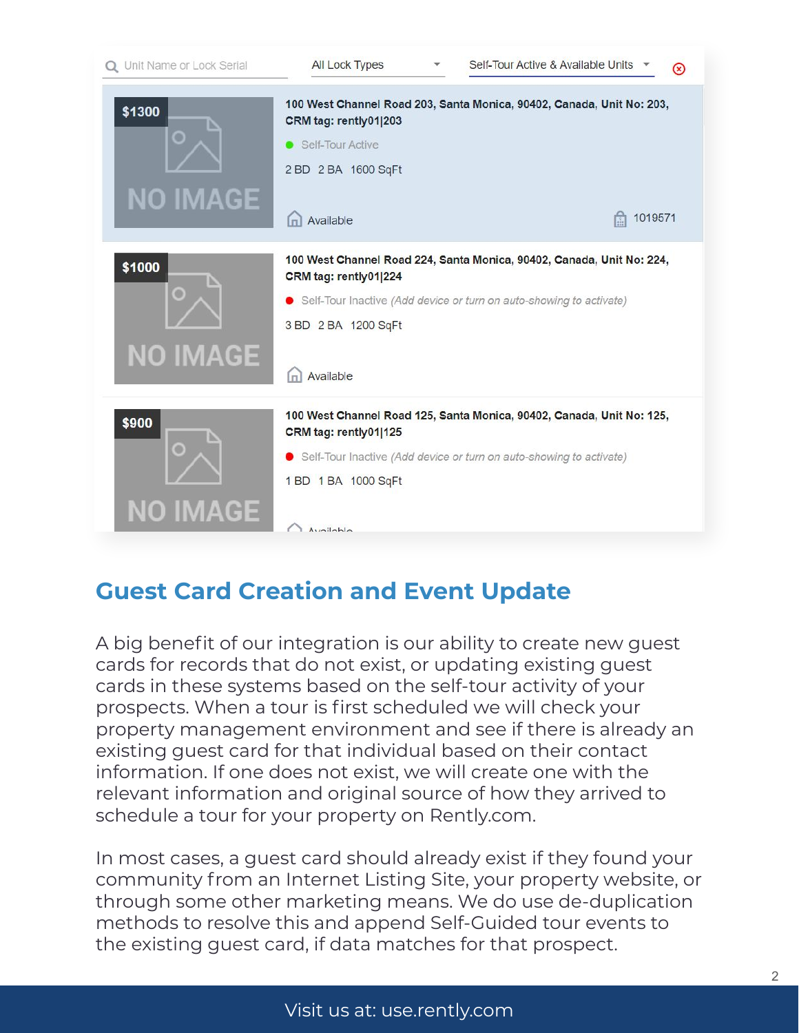| Unit Name or Lock Serial | All Lock Types | Self-Tour Active & Available Units |
| --- | --- | --- |

$1300 — NO IMAGE

**100 West Channel Road 203, Santa Monica, 90402, Canada, Unit No: 203, CRM tag: rently01|203**

Self-Tour Active

2 BD 2 BA 1600 SqFt

Available 1019571

$1000 — NO IMAGE

**100 West Channel Road 224, Santa Monica, 90402, Canada, Unit No: 224, CRM tag: rently01|224**

Self-Tour Inactive *(Add device or turn on auto-showing to activate)*

3 BD 2 BA 1200 SqFt

Available

$900 — NO IMAGE

**100 West Channel Road 125, Santa Monica, 90402, Canada, Unit No: 125, CRM tag: rently01|125**

Self-Tour Inactive *(Add device or turn on auto-showing to activate)*

1 BD 1 BA 1000 SqFt

Available

## Guest Card Creation and Event Update

A big benefit of our integration is our ability to create new guest cards for records that do not exist, or updating existing guest cards in these systems based on the self-tour activity of your prospects. When a tour is first scheduled we will check your property management environment and see if there is already an existing guest card for that individual based on their contact information. If one does not exist, we will create one with the relevant information and original source of how they arrived to schedule a tour for your property on Rently.com.

In most cases, a guest card should already exist if they found your community from an Internet Listing Site, your property website, or through some other marketing means. We do use de-duplication methods to resolve this and append Self-Guided tour events to the existing guest card, if data matches for that prospect.

Visit us at: use.rently.com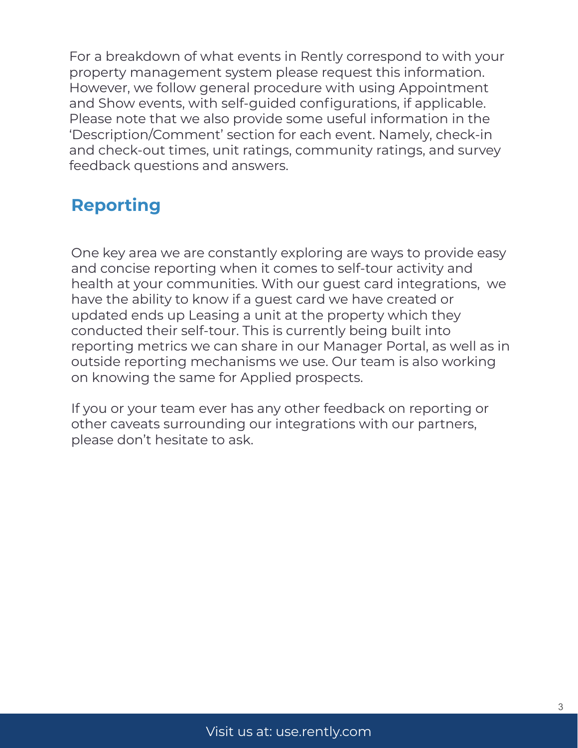For a breakdown of what events in Rently correspond to with your property management system please request this information. However, we follow general procedure with using Appointment and Show events, with self-guided configurations, if applicable. Please note that we also provide some useful information in the 'Description/Comment' section for each event. Namely, check-in and check-out times, unit ratings, community ratings, and survey feedback questions and answers.

## Reporting

One key area we are constantly exploring are ways to provide easy and concise reporting when it comes to self-tour activity and health at your communities. With our guest card integrations,  we have the ability to know if a guest card we have created or updated ends up Leasing a unit at the property which they conducted their self-tour. This is currently being built into reporting metrics we can share in our Manager Portal, as well as in outside reporting mechanisms we use. Our team is also working on knowing the same for Applied prospects.

If you or your team ever has any other feedback on reporting or other caveats surrounding our integrations with our partners, please don't hesitate to ask.

Visit us at: use.rently.com